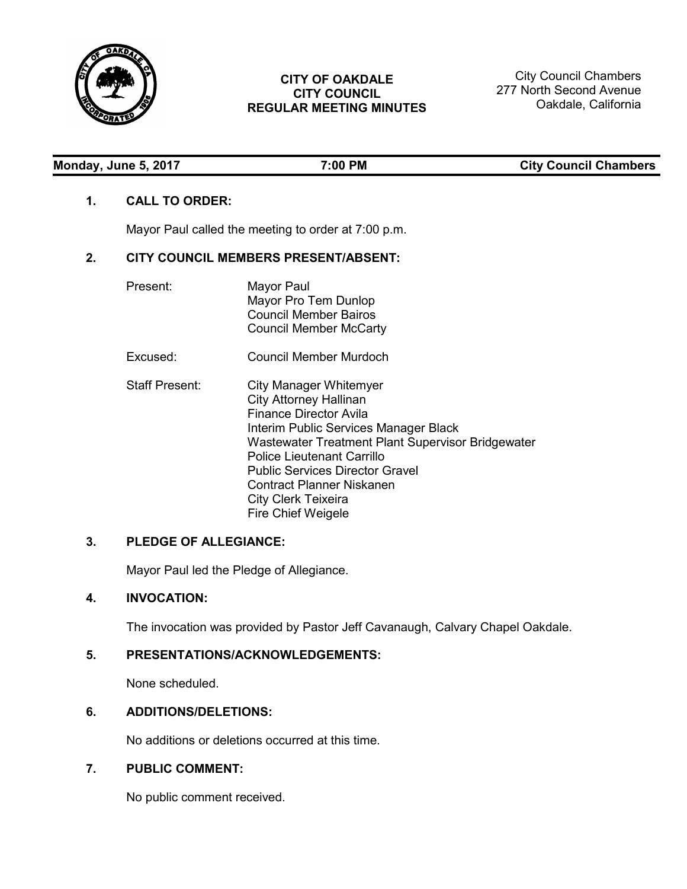# CITY OF OAKDALE
## CITY COUNCIL
## REGULAR MEETING MINUTES

City Council Chambers
277 North Second Avenue
Oakdale, California

**Monday, June 5, 2017** | **7:00 PM** | **City Council Chambers**

### 1. CALL TO ORDER:

Mayor Paul called the meeting to order at 7:00 p.m.

### 2. CITY COUNCIL MEMBERS PRESENT/ABSENT:

Present:
- Mayor Paul
- Mayor Pro Tem Dunlop
- Council Member Bairos
- Council Member McCarty

Excused:
- Council Member Murdoch

Staff Present:
- City Manager Whitemyer
- City Attorney Hallinan
- Finance Director Avila
- Interim Public Services Manager Black
- Wastewater Treatment Plant Supervisor Bridgewater
- Police Lieutenant Carrillo
- Public Services Director Gravel
- Contract Planner Niskanen
- City Clerk Teixeira
- Fire Chief Weigele

### 3. PLEDGE OF ALLEGIANCE:

Mayor Paul led the Pledge of Allegiance.

### 4. INVOCATION:

The invocation was provided by Pastor Jeff Cavanaugh, Calvary Chapel Oakdale.

### 5. PRESENTATIONS/ACKNOWLEDGEMENTS:

None scheduled.

### 6. ADDITIONS/DELETIONS:

No additions or deletions occurred at this time.

### 7. PUBLIC COMMENT:

No public comment received.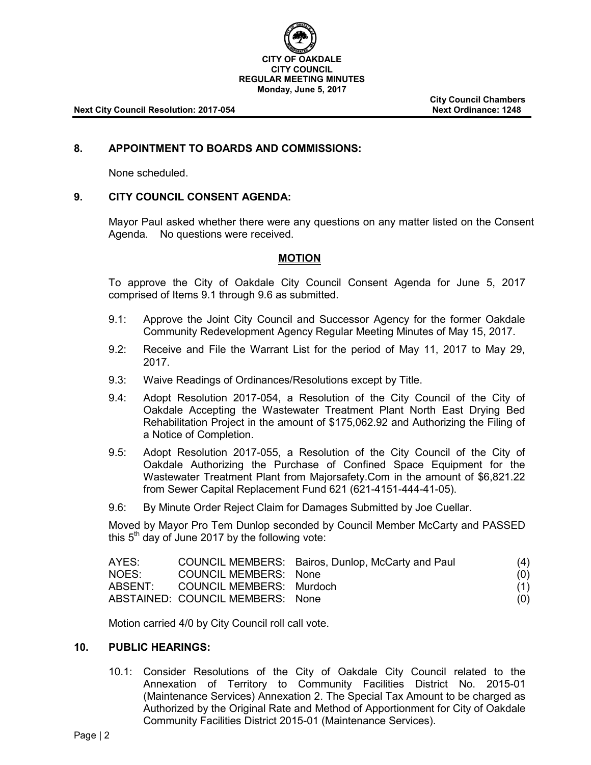## 8. APPOINTMENT TO BOARDS AND COMMISSIONS:

None scheduled.

## 9. CITY COUNCIL CONSENT AGENDA:

Mayor Paul asked whether there were any questions on any matter listed on the Consent Agenda. No questions were received.

**MOTION**

To approve the City of Oakdale City Council Consent Agenda for June 5, 2017 comprised of Items 9.1 through 9.6 as submitted.

9.1: Approve the Joint City Council and Successor Agency for the former Oakdale Community Redevelopment Agency Regular Meeting Minutes of May 15, 2017.

9.2: Receive and File the Warrant List for the period of May 11, 2017 to May 29, 2017.

9.3: Waive Readings of Ordinances/Resolutions except by Title.

9.4: Adopt Resolution 2017-054, a Resolution of the City Council of the City of Oakdale Accepting the Wastewater Treatment Plant North East Drying Bed Rehabilitation Project in the amount of $175,062.92 and Authorizing the Filing of a Notice of Completion.

9.5: Adopt Resolution 2017-055, a Resolution of the City Council of the City of Oakdale Authorizing the Purchase of Confined Space Equipment for the Wastewater Treatment Plant from Majorsafety.Com in the amount of $6,821.22 from Sewer Capital Replacement Fund 621 (621-4151-444-41-05).

9.6: By Minute Order Reject Claim for Damages Submitted by Joe Cuellar.

Moved by Mayor Pro Tem Dunlop seconded by Council Member McCarty and PASSED this 5th day of June 2017 by the following vote:

| | | | |
|---|---|---|---|
| AYES: | COUNCIL MEMBERS: | Bairos, Dunlop, McCarty and Paul | (4) |
| NOES: | COUNCIL MEMBERS: | None | (0) |
| ABSENT: | COUNCIL MEMBERS: | Murdoch | (1) |
| ABSTAINED: | COUNCIL MEMBERS: | None | (0) |

Motion carried 4/0 by City Council roll call vote.

## 10. PUBLIC HEARINGS:

10.1: Consider Resolutions of the City of Oakdale City Council related to the Annexation of Territory to Community Facilities District No. 2015-01 (Maintenance Services) Annexation 2. The Special Tax Amount to be charged as Authorized by the Original Rate and Method of Apportionment for City of Oakdale Community Facilities District 2015-01 (Maintenance Services).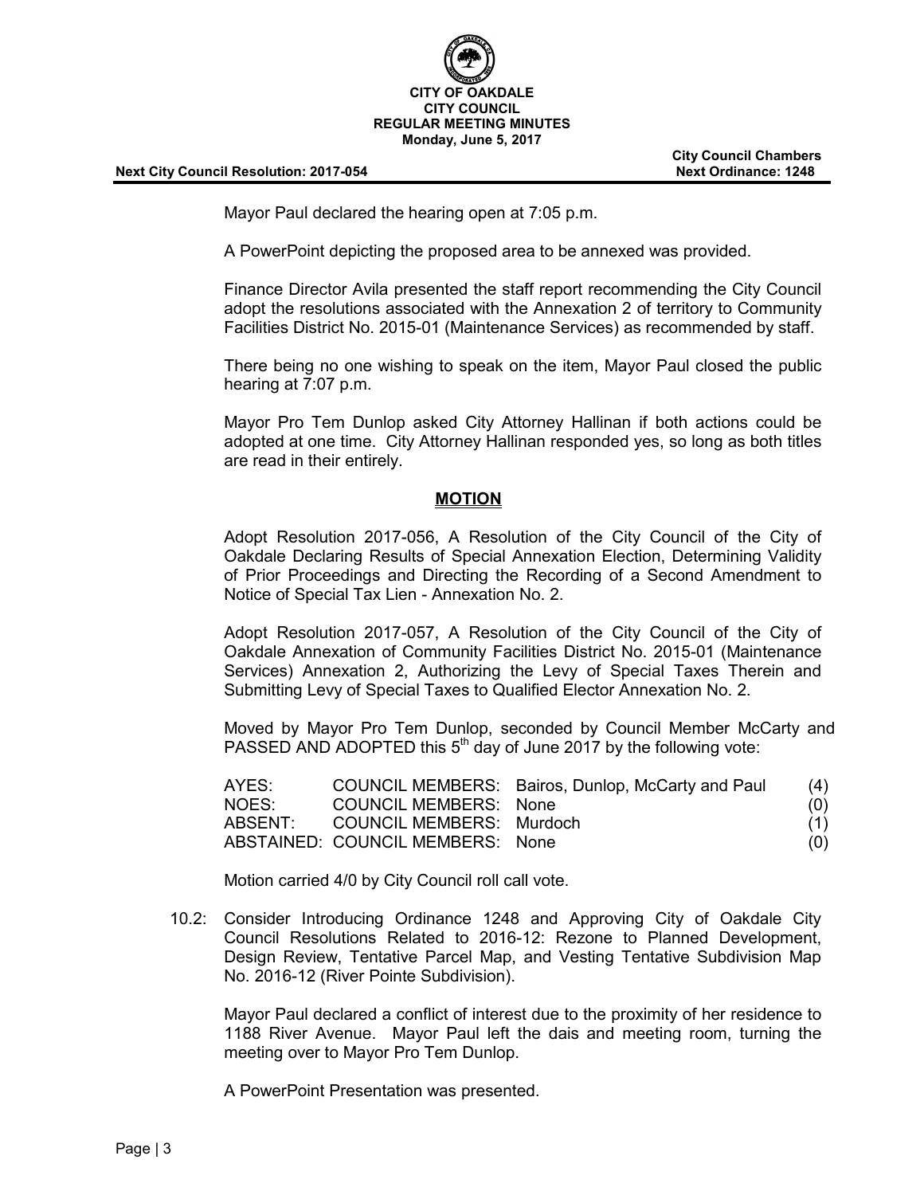Mayor Paul declared the hearing open at 7:05 p.m.

A PowerPoint depicting the proposed area to be annexed was provided.

Finance Director Avila presented the staff report recommending the City Council adopt the resolutions associated with the Annexation 2 of territory to Community Facilities District No. 2015-01 (Maintenance Services) as recommended by staff.

There being no one wishing to speak on the item, Mayor Paul closed the public hearing at 7:07 p.m.

Mayor Pro Tem Dunlop asked City Attorney Hallinan if both actions could be adopted at one time. City Attorney Hallinan responded yes, so long as both titles are read in their entirely.

**MOTION**

Adopt Resolution 2017-056, A Resolution of the City Council of the City of Oakdale Declaring Results of Special Annexation Election, Determining Validity of Prior Proceedings and Directing the Recording of a Second Amendment to Notice of Special Tax Lien - Annexation No. 2.

Adopt Resolution 2017-057, A Resolution of the City Council of the City of Oakdale Annexation of Community Facilities District No. 2015-01 (Maintenance Services) Annexation 2, Authorizing the Levy of Special Taxes Therein and Submitting Levy of Special Taxes to Qualified Elector Annexation No. 2.

Moved by Mayor Pro Tem Dunlop, seconded by Council Member McCarty and PASSED AND ADOPTED this 5th day of June 2017 by the following vote:

| | | | |
|---|---|---|---|
| AYES: | COUNCIL MEMBERS: | Bairos, Dunlop, McCarty and Paul | (4) |
| NOES: | COUNCIL MEMBERS: | None | (0) |
| ABSENT: | COUNCIL MEMBERS: | Murdoch | (1) |
| ABSTAINED: | COUNCIL MEMBERS: | None | (0) |

Motion carried 4/0 by City Council roll call vote.

10.2: Consider Introducing Ordinance 1248 and Approving City of Oakdale City Council Resolutions Related to 2016-12: Rezone to Planned Development, Design Review, Tentative Parcel Map, and Vesting Tentative Subdivision Map No. 2016-12 (River Pointe Subdivision).

Mayor Paul declared a conflict of interest due to the proximity of her residence to 1188 River Avenue. Mayor Paul left the dais and meeting room, turning the meeting over to Mayor Pro Tem Dunlop.

A PowerPoint Presentation was presented.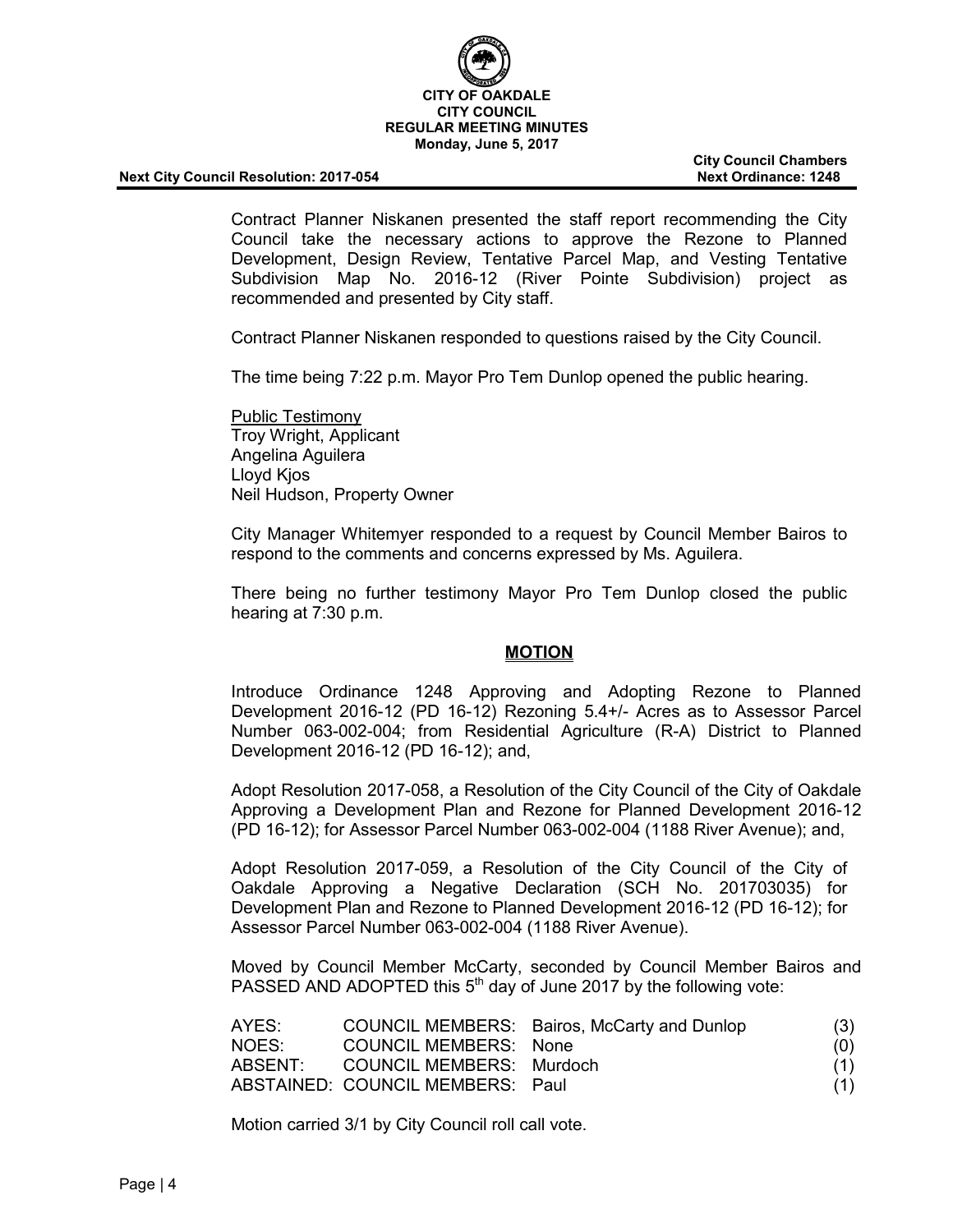Contract Planner Niskanen presented the staff report recommending the City Council take the necessary actions to approve the Rezone to Planned Development, Design Review, Tentative Parcel Map, and Vesting Tentative Subdivision Map No. 2016-12 (River Pointe Subdivision) project as recommended and presented by City staff.

Contract Planner Niskanen responded to questions raised by the City Council.

The time being 7:22 p.m. Mayor Pro Tem Dunlop opened the public hearing.

Public Testimony
Troy Wright, Applicant
Angelina Aguilera
Lloyd Kjos
Neil Hudson, Property Owner

City Manager Whitemyer responded to a request by Council Member Bairos to respond to the comments and concerns expressed by Ms. Aguilera.

There being no further testimony Mayor Pro Tem Dunlop closed the public hearing at 7:30 p.m.

**MOTION**

Introduce Ordinance 1248 Approving and Adopting Rezone to Planned Development 2016-12 (PD 16-12) Rezoning 5.4+/- Acres as to Assessor Parcel Number 063-002-004; from Residential Agriculture (R-A) District to Planned Development 2016-12 (PD 16-12); and,

Adopt Resolution 2017-058, a Resolution of the City Council of the City of Oakdale Approving a Development Plan and Rezone for Planned Development 2016-12 (PD 16-12); for Assessor Parcel Number 063-002-004 (1188 River Avenue); and,

Adopt Resolution 2017-059, a Resolution of the City Council of the City of Oakdale Approving a Negative Declaration (SCH No. 201703035) for Development Plan and Rezone to Planned Development 2016-12 (PD 16-12); for Assessor Parcel Number 063-002-004 (1188 River Avenue).

Moved by Council Member McCarty, seconded by Council Member Bairos and PASSED AND ADOPTED this 5th day of June 2017 by the following vote:

| | | | |
|---|---|---|---|
| AYES: | COUNCIL MEMBERS: | Bairos, McCarty and Dunlop | (3) |
| NOES: | COUNCIL MEMBERS: | None | (0) |
| ABSENT: | COUNCIL MEMBERS: | Murdoch | (1) |
| ABSTAINED: | COUNCIL MEMBERS: | Paul | (1) |

Motion carried 3/1 by City Council roll call vote.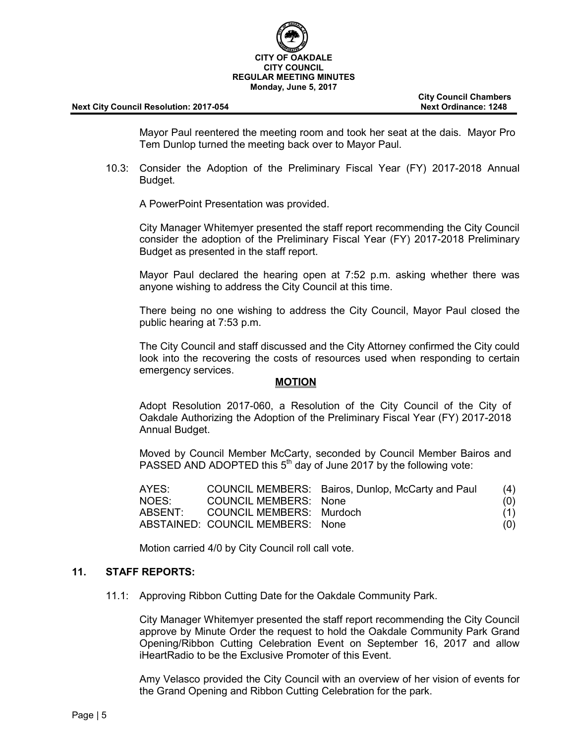Mayor Paul reentered the meeting room and took her seat at the dais. Mayor Pro Tem Dunlop turned the meeting back over to Mayor Paul.

10.3: Consider the Adoption of the Preliminary Fiscal Year (FY) 2017-2018 Annual Budget.

A PowerPoint Presentation was provided.

City Manager Whitemyer presented the staff report recommending the City Council consider the adoption of the Preliminary Fiscal Year (FY) 2017-2018 Preliminary Budget as presented in the staff report.

Mayor Paul declared the hearing open at 7:52 p.m. asking whether there was anyone wishing to address the City Council at this time.

There being no one wishing to address the City Council, Mayor Paul closed the public hearing at 7:53 p.m.

The City Council and staff discussed and the City Attorney confirmed the City could look into the recovering the costs of resources used when responding to certain emergency services.

**MOTION**

Adopt Resolution 2017-060, a Resolution of the City Council of the City of Oakdale Authorizing the Adoption of the Preliminary Fiscal Year (FY) 2017-2018 Annual Budget.

Moved by Council Member McCarty, seconded by Council Member Bairos and PASSED AND ADOPTED this 5th day of June 2017 by the following vote:

| | | | |
|---|---|---|---|
| AYES: | COUNCIL MEMBERS: | Bairos, Dunlop, McCarty and Paul | (4) |
| NOES: | COUNCIL MEMBERS: | None | (0) |
| ABSENT: | COUNCIL MEMBERS: | Murdoch | (1) |
| ABSTAINED: | COUNCIL MEMBERS: | None | (0) |

Motion carried 4/0 by City Council roll call vote.

## 11. STAFF REPORTS:

11.1: Approving Ribbon Cutting Date for the Oakdale Community Park.

City Manager Whitemyer presented the staff report recommending the City Council approve by Minute Order the request to hold the Oakdale Community Park Grand Opening/Ribbon Cutting Celebration Event on September 16, 2017 and allow iHeartRadio to be the Exclusive Promoter of this Event.

Amy Velasco provided the City Council with an overview of her vision of events for the Grand Opening and Ribbon Cutting Celebration for the park.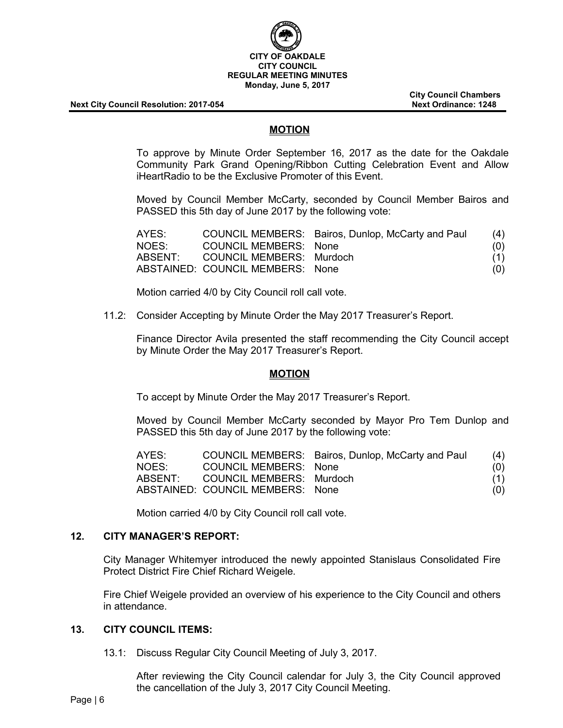**MOTION**

To approve by Minute Order September 16, 2017 as the date for the Oakdale Community Park Grand Opening/Ribbon Cutting Celebration Event and Allow iHeartRadio to be the Exclusive Promoter of this Event.

Moved by Council Member McCarty, seconded by Council Member Bairos and PASSED this 5th day of June 2017 by the following vote:

| | | | |
|---|---|---|---|
| AYES: | COUNCIL MEMBERS: | Bairos, Dunlop, McCarty and Paul | (4) |
| NOES: | COUNCIL MEMBERS: | None | (0) |
| ABSENT: | COUNCIL MEMBERS: | Murdoch | (1) |
| ABSTAINED: | COUNCIL MEMBERS: | None | (0) |

Motion carried 4/0 by City Council roll call vote.

11.2: Consider Accepting by Minute Order the May 2017 Treasurer's Report.

Finance Director Avila presented the staff recommending the City Council accept by Minute Order the May 2017 Treasurer's Report.

**MOTION**

To accept by Minute Order the May 2017 Treasurer's Report.

Moved by Council Member McCarty seconded by Mayor Pro Tem Dunlop and PASSED this 5th day of June 2017 by the following vote:

| | | | |
|---|---|---|---|
| AYES: | COUNCIL MEMBERS: | Bairos, Dunlop, McCarty and Paul | (4) |
| NOES: | COUNCIL MEMBERS: | None | (0) |
| ABSENT: | COUNCIL MEMBERS: | Murdoch | (1) |
| ABSTAINED: | COUNCIL MEMBERS: | None | (0) |

Motion carried 4/0 by City Council roll call vote.

## 12. CITY MANAGER'S REPORT:

City Manager Whitemyer introduced the newly appointed Stanislaus Consolidated Fire Protect District Fire Chief Richard Weigele.

Fire Chief Weigele provided an overview of his experience to the City Council and others in attendance.

## 13. CITY COUNCIL ITEMS:

13.1: Discuss Regular City Council Meeting of July 3, 2017.

After reviewing the City Council calendar for July 3, the City Council approved the cancellation of the July 3, 2017 City Council Meeting.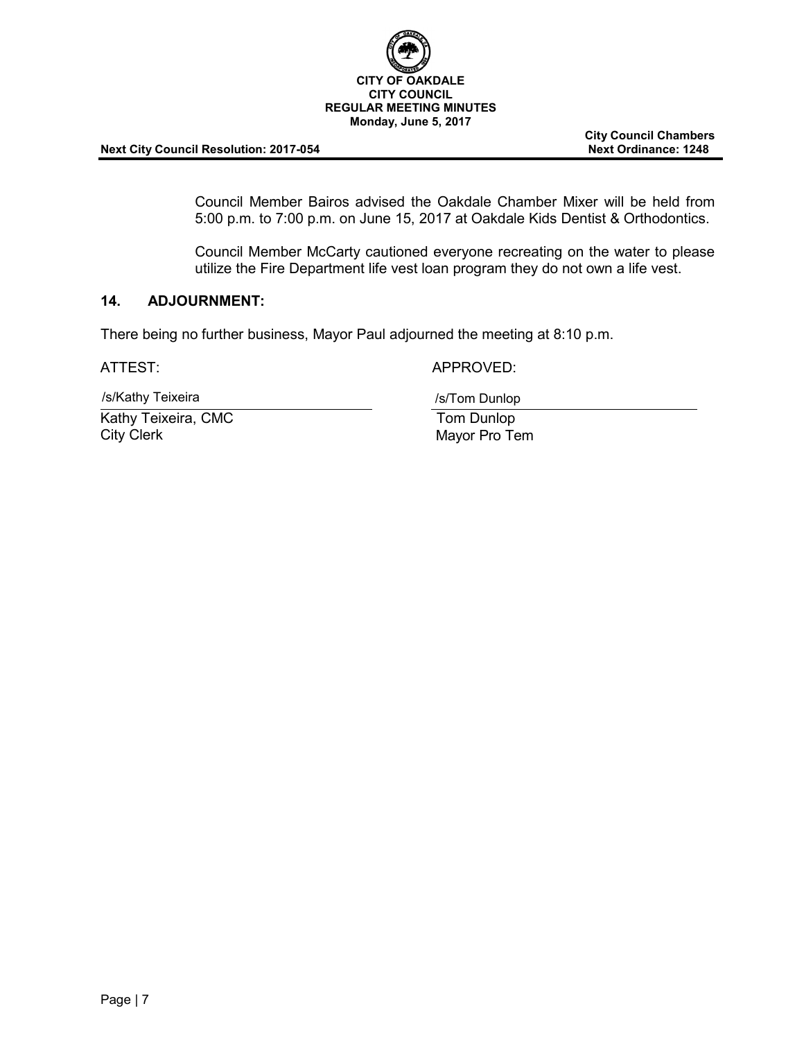Council Member Bairos advised the Oakdale Chamber Mixer will be held from 5:00 p.m. to 7:00 p.m. on June 15, 2017 at Oakdale Kids Dentist & Orthodontics.

Council Member McCarty cautioned everyone recreating on the water to please utilize the Fire Department life vest loan program they do not own a life vest.

## 14. ADJOURNMENT:

There being no further business, Mayor Paul adjourned the meeting at 8:10 p.m.

| | |
|---|---|
| ATTEST: | APPROVED: |
| /s/Kathy Teixeira | /s/Tom Dunlop |
| Kathy Teixeira, CMC<br>City Clerk | Tom Dunlop<br>Mayor Pro Tem |